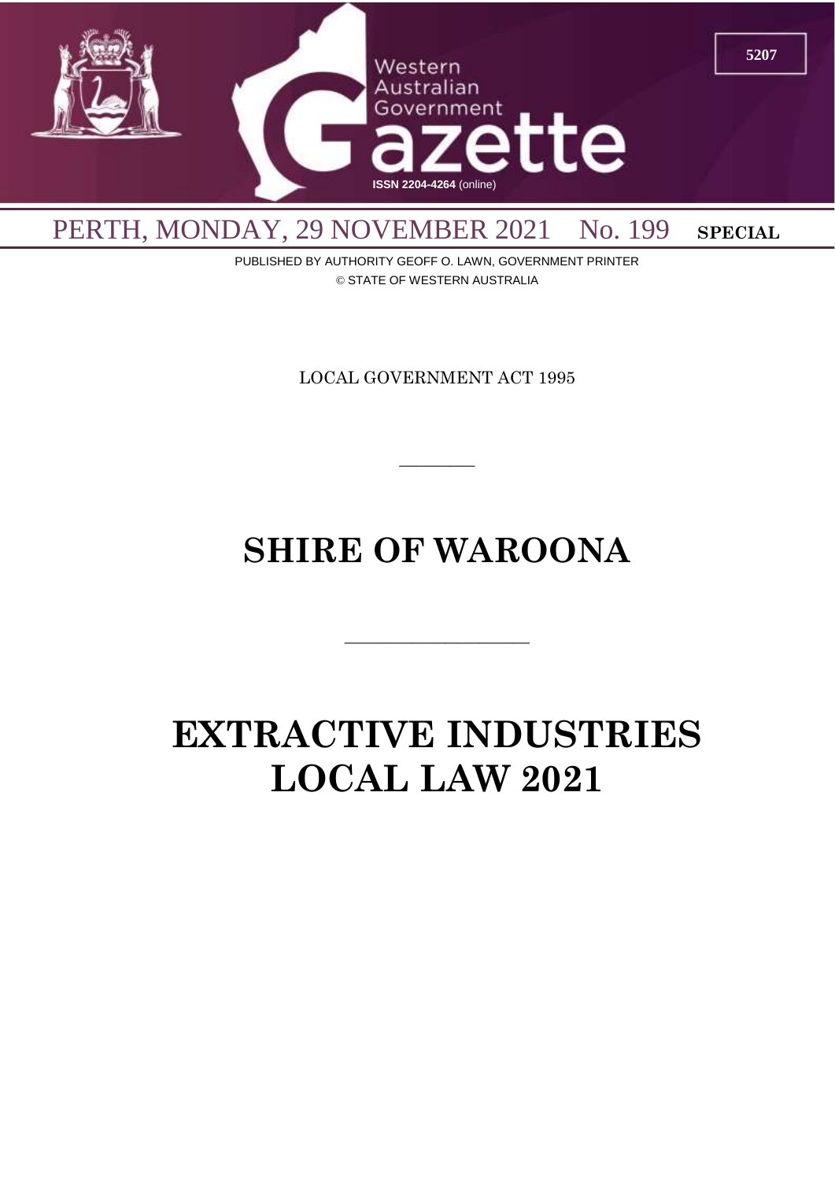# Western Australian Government Gazette

ISSN 2204-4264 (online)

PERTH, MONDAY, 29 NOVEMBER 2021 No. 199 **SPECIAL**

PUBLISHED BY AUTHORITY GEOFF O. LAWN, GOVERNMENT PRINTER
© STATE OF WESTERN AUSTRALIA

LOCAL GOVERNMENT ACT 1995

---

# SHIRE OF WAROONA

---

# EXTRACTIVE INDUSTRIES LOCAL LAW 2021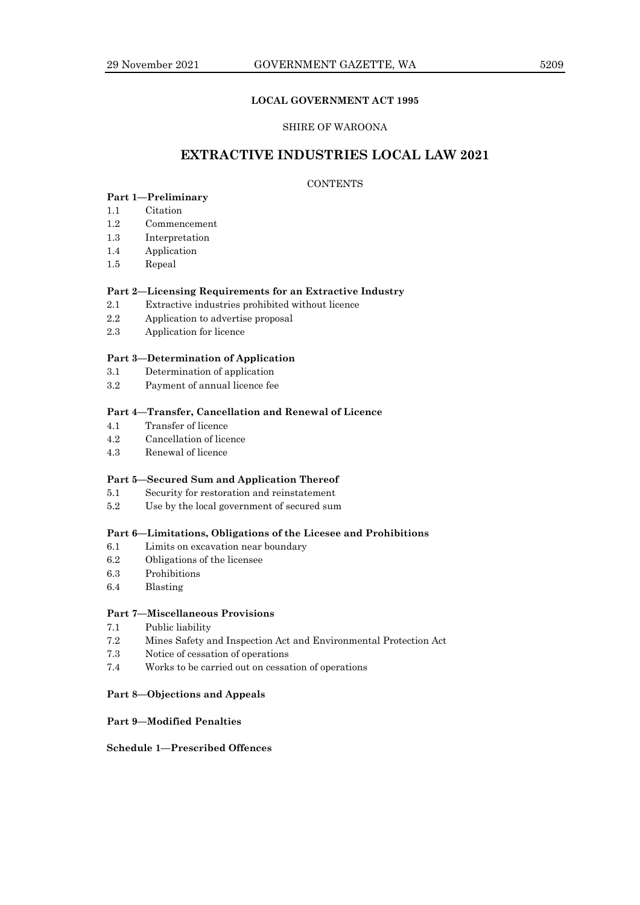**LOCAL GOVERNMENT ACT 1995**

SHIRE OF WAROONA

# EXTRACTIVE INDUSTRIES LOCAL LAW 2021

CONTENTS

**Part 1—Preliminary**

1.1 Citation
1.2 Commencement
1.3 Interpretation
1.4 Application
1.5 Repeal

**Part 2—Licensing Requirements for an Extractive Industry**

2.1 Extractive industries prohibited without licence
2.2 Application to advertise proposal
2.3 Application for licence

**Part 3—Determination of Application**

3.1 Determination of application
3.2 Payment of annual licence fee

**Part 4—Transfer, Cancellation and Renewal of Licence**

4.1 Transfer of licence
4.2 Cancellation of licence
4.3 Renewal of licence

**Part 5—Secured Sum and Application Thereof**

5.1 Security for restoration and reinstatement
5.2 Use by the local government of secured sum

**Part 6—Limitations, Obligations of the Licesee and Prohibitions**

6.1 Limits on excavation near boundary
6.2 Obligations of the licensee
6.3 Prohibitions
6.4 Blasting

**Part 7—Miscellaneous Provisions**

7.1 Public liability
7.2 Mines Safety and Inspection Act and Environmental Protection Act
7.3 Notice of cessation of operations
7.4 Works to be carried out on cessation of operations

**Part 8—Objections and Appeals**

**Part 9—Modified Penalties**

**Schedule 1—Prescribed Offences**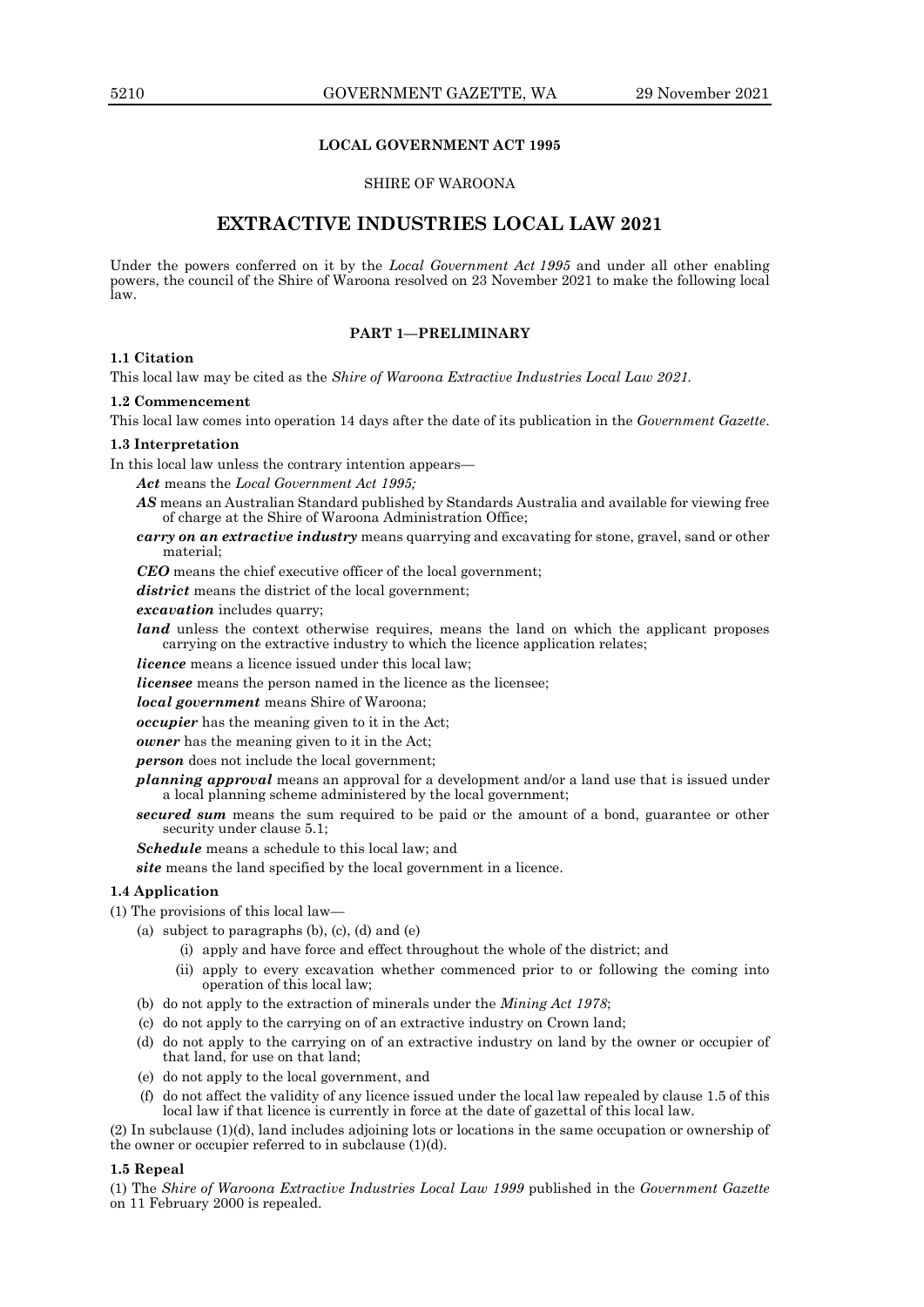**LOCAL GOVERNMENT ACT 1995**

SHIRE OF WAROONA

# EXTRACTIVE INDUSTRIES LOCAL LAW 2021

Under the powers conferred on it by the *Local Government Act 1995* and under all other enabling powers, the council of the Shire of Waroona resolved on 23 November 2021 to make the following local law.

## PART 1—PRELIMINARY

**1.1 Citation**

This local law may be cited as the *Shire of Waroona Extractive Industries Local Law 2021*.

**1.2 Commencement**

This local law comes into operation 14 days after the date of its publication in the *Government Gazette*.

**1.3 Interpretation**

In this local law unless the contrary intention appears—

***Act*** means the *Local Government Act 1995;*

***AS*** means an Australian Standard published by Standards Australia and available for viewing free of charge at the Shire of Waroona Administration Office;

***carry on an extractive industry*** means quarrying and excavating for stone, gravel, sand or other material;

***CEO*** means the chief executive officer of the local government;

***district*** means the district of the local government;

***excavation*** includes quarry;

***land*** unless the context otherwise requires, means the land on which the applicant proposes carrying on the extractive industry to which the licence application relates;

***licence*** means a licence issued under this local law;

***licensee*** means the person named in the licence as the licensee;

***local government*** means Shire of Waroona;

***occupier*** has the meaning given to it in the Act;

***owner*** has the meaning given to it in the Act;

***person*** does not include the local government;

***planning approval*** means an approval for a development and/or a land use that is issued under a local planning scheme administered by the local government;

***secured sum*** means the sum required to be paid or the amount of a bond, guarantee or other security under clause 5.1;

***Schedule*** means a schedule to this local law; and

***site*** means the land specified by the local government in a licence.

**1.4 Application**

(1) The provisions of this local law—

(a) subject to paragraphs (b), (c), (d) and (e)

(i) apply and have force and effect throughout the whole of the district; and

(ii) apply to every excavation whether commenced prior to or following the coming into operation of this local law;

(b) do not apply to the extraction of minerals under the *Mining Act 1978*;

(c) do not apply to the carrying on of an extractive industry on Crown land;

(d) do not apply to the carrying on of an extractive industry on land by the owner or occupier of that land, for use on that land;

(e) do not apply to the local government, and

(f) do not affect the validity of any licence issued under the local law repealed by clause 1.5 of this local law if that licence is currently in force at the date of gazettal of this local law.

(2) In subclause (1)(d), land includes adjoining lots or locations in the same occupation or ownership of the owner or occupier referred to in subclause (1)(d).

**1.5 Repeal**

(1) The *Shire of Waroona Extractive Industries Local Law 1999* published in the *Government Gazette* on 11 February 2000 is repealed.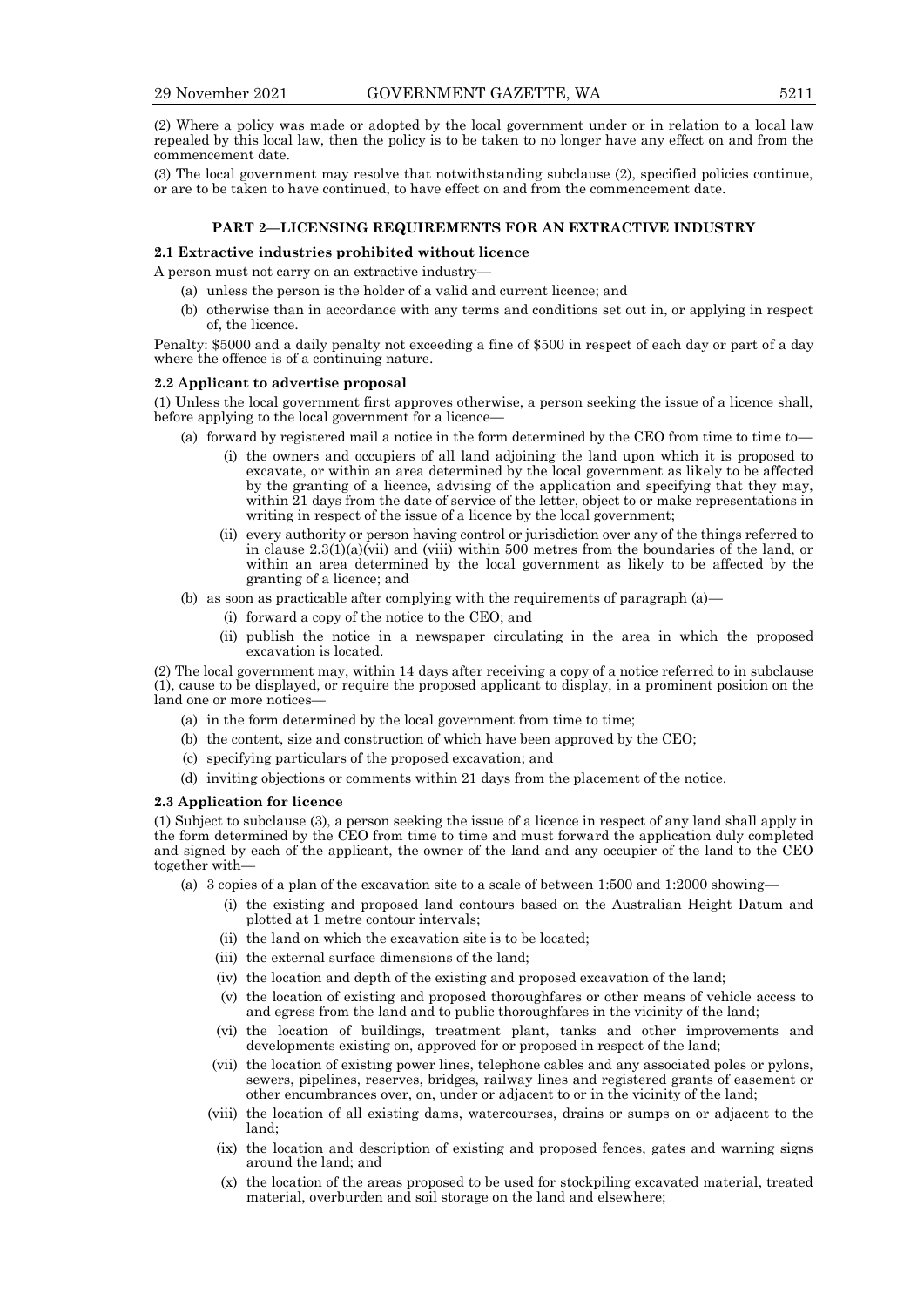(2) Where a policy was made or adopted by the local government under or in relation to a local law repealed by this local law, then the policy is to be taken to no longer have any effect on and from the commencement date.

(3) The local government may resolve that notwithstanding subclause (2), specified policies continue, or are to be taken to have continued, to have effect on and from the commencement date.

## PART 2—LICENSING REQUIREMENTS FOR AN EXTRACTIVE INDUSTRY

### 2.1 Extractive industries prohibited without licence

A person must not carry on an extractive industry—

- (a) unless the person is the holder of a valid and current licence; and
- (b) otherwise than in accordance with any terms and conditions set out in, or applying in respect of, the licence.

Penalty: $5000 and a daily penalty not exceeding a fine of $500 in respect of each day or part of a day where the offence is of a continuing nature.

### 2.2 Applicant to advertise proposal

(1) Unless the local government first approves otherwise, a person seeking the issue of a licence shall, before applying to the local government for a licence—

- (a) forward by registered mail a notice in the form determined by the CEO from time to time to—
  - (i) the owners and occupiers of all land adjoining the land upon which it is proposed to excavate, or within an area determined by the local government as likely to be affected by the granting of a licence, advising of the application and specifying that they may, within 21 days from the date of service of the letter, object to or make representations in writing in respect of the issue of a licence by the local government;
  - (ii) every authority or person having control or jurisdiction over any of the things referred to in clause 2.3(1)(a)(vii) and (viii) within 500 metres from the boundaries of the land, or within an area determined by the local government as likely to be affected by the granting of a licence; and
- (b) as soon as practicable after complying with the requirements of paragraph (a)—
  - (i) forward a copy of the notice to the CEO; and
  - (ii) publish the notice in a newspaper circulating in the area in which the proposed excavation is located.

(2) The local government may, within 14 days after receiving a copy of a notice referred to in subclause (1), cause to be displayed, or require the proposed applicant to display, in a prominent position on the land one or more notices—

- (a) in the form determined by the local government from time to time;
- (b) the content, size and construction of which have been approved by the CEO;
- (c) specifying particulars of the proposed excavation; and
- (d) inviting objections or comments within 21 days from the placement of the notice.

### 2.3 Application for licence

(1) Subject to subclause (3), a person seeking the issue of a licence in respect of any land shall apply in the form determined by the CEO from time to time and must forward the application duly completed and signed by each of the applicant, the owner of the land and any occupier of the land to the CEO together with—

- (a) 3 copies of a plan of the excavation site to a scale of between 1:500 and 1:2000 showing—
  - (i) the existing and proposed land contours based on the Australian Height Datum and plotted at 1 metre contour intervals;
  - (ii) the land on which the excavation site is to be located;
  - (iii) the external surface dimensions of the land;
  - (iv) the location and depth of the existing and proposed excavation of the land;
  - (v) the location of existing and proposed thoroughfares or other means of vehicle access to and egress from the land and to public thoroughfares in the vicinity of the land;
  - (vi) the location of buildings, treatment plant, tanks and other improvements and developments existing on, approved for or proposed in respect of the land;
  - (vii) the location of existing power lines, telephone cables and any associated poles or pylons, sewers, pipelines, reserves, bridges, railway lines and registered grants of easement or other encumbrances over, on, under or adjacent to or in the vicinity of the land;
  - (viii) the location of all existing dams, watercourses, drains or sumps on or adjacent to the land;
  - (ix) the location and description of existing and proposed fences, gates and warning signs around the land; and
  - (x) the location of the areas proposed to be used for stockpiling excavated material, treated material, overburden and soil storage on the land and elsewhere;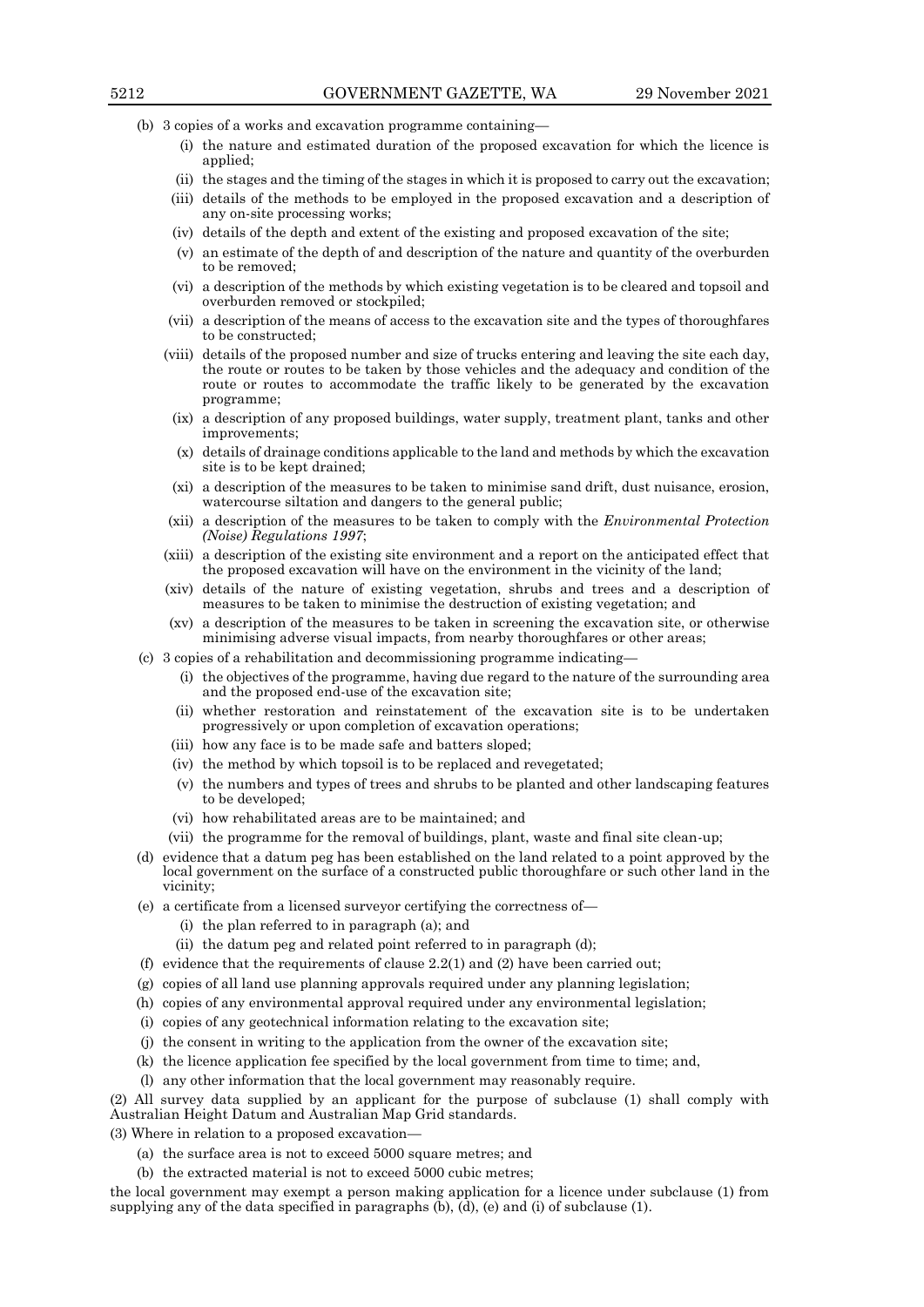(b) 3 copies of a works and excavation programme containing—

(i) the nature and estimated duration of the proposed excavation for which the licence is applied;

(ii) the stages and the timing of the stages in which it is proposed to carry out the excavation;

(iii) details of the methods to be employed in the proposed excavation and a description of any on-site processing works;

(iv) details of the depth and extent of the existing and proposed excavation of the site;

(v) an estimate of the depth of and description of the nature and quantity of the overburden to be removed;

(vi) a description of the methods by which existing vegetation is to be cleared and topsoil and overburden removed or stockpiled;

(vii) a description of the means of access to the excavation site and the types of thoroughfares to be constructed;

(viii) details of the proposed number and size of trucks entering and leaving the site each day, the route or routes to be taken by those vehicles and the adequacy and condition of the route or routes to accommodate the traffic likely to be generated by the excavation programme;

(ix) a description of any proposed buildings, water supply, treatment plant, tanks and other improvements;

(x) details of drainage conditions applicable to the land and methods by which the excavation site is to be kept drained;

(xi) a description of the measures to be taken to minimise sand drift, dust nuisance, erosion, watercourse siltation and dangers to the general public;

(xii) a description of the measures to be taken to comply with the *Environmental Protection (Noise) Regulations 1997*;

(xiii) a description of the existing site environment and a report on the anticipated effect that the proposed excavation will have on the environment in the vicinity of the land;

(xiv) details of the nature of existing vegetation, shrubs and trees and a description of measures to be taken to minimise the destruction of existing vegetation; and

(xv) a description of the measures to be taken in screening the excavation site, or otherwise minimising adverse visual impacts, from nearby thoroughfares or other areas;

(c) 3 copies of a rehabilitation and decommissioning programme indicating—

(i) the objectives of the programme, having due regard to the nature of the surrounding area and the proposed end-use of the excavation site;

(ii) whether restoration and reinstatement of the excavation site is to be undertaken progressively or upon completion of excavation operations;

(iii) how any face is to be made safe and batters sloped;

(iv) the method by which topsoil is to be replaced and revegetated;

(v) the numbers and types of trees and shrubs to be planted and other landscaping features to be developed;

(vi) how rehabilitated areas are to be maintained; and

(vii) the programme for the removal of buildings, plant, waste and final site clean-up;

(d) evidence that a datum peg has been established on the land related to a point approved by the local government on the surface of a constructed public thoroughfare or such other land in the vicinity;

(e) a certificate from a licensed surveyor certifying the correctness of—

(i) the plan referred to in paragraph (a); and

(ii) the datum peg and related point referred to in paragraph (d);

(f) evidence that the requirements of clause 2.2(1) and (2) have been carried out;

(g) copies of all land use planning approvals required under any planning legislation;

(h) copies of any environmental approval required under any environmental legislation;

(i) copies of any geotechnical information relating to the excavation site;

(j) the consent in writing to the application from the owner of the excavation site;

(k) the licence application fee specified by the local government from time to time; and,

(l) any other information that the local government may reasonably require.

(2) All survey data supplied by an applicant for the purpose of subclause (1) shall comply with Australian Height Datum and Australian Map Grid standards.

(3) Where in relation to a proposed excavation—

(a) the surface area is not to exceed 5000 square metres; and

(b) the extracted material is not to exceed 5000 cubic metres;

the local government may exempt a person making application for a licence under subclause (1) from supplying any of the data specified in paragraphs (b), (d), (e) and (i) of subclause (1).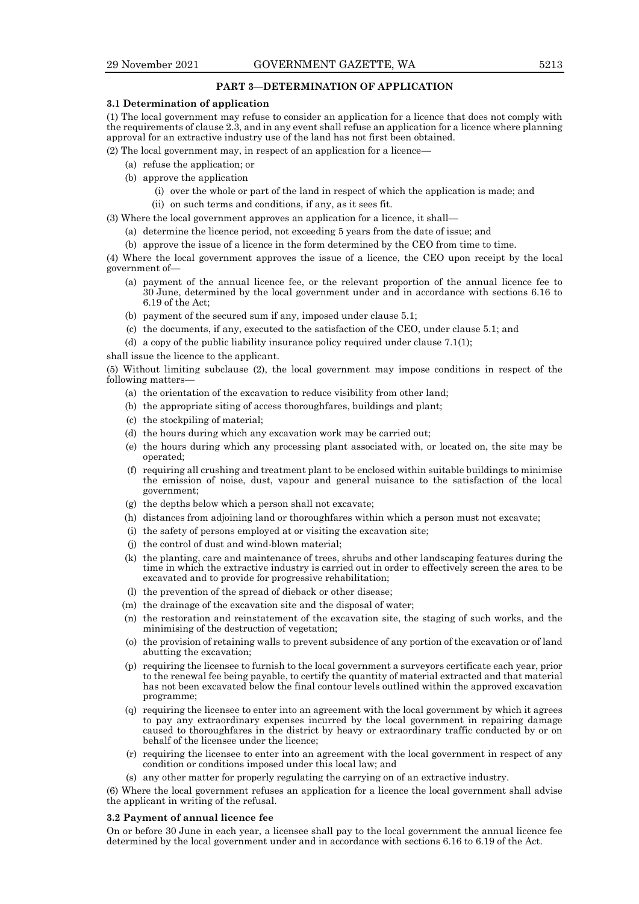## PART 3—DETERMINATION OF APPLICATION

**3.1 Determination of application**

(1) The local government may refuse to consider an application for a licence that does not comply with the requirements of clause 2.3, and in any event shall refuse an application for a licence where planning approval for an extractive industry use of the land has not first been obtained.

(2) The local government may, in respect of an application for a licence—

- (a) refuse the application; or
- (b) approve the application
  - (i) over the whole or part of the land in respect of which the application is made; and
  - (ii) on such terms and conditions, if any, as it sees fit.

(3) Where the local government approves an application for a licence, it shall—

- (a) determine the licence period, not exceeding 5 years from the date of issue; and
- (b) approve the issue of a licence in the form determined by the CEO from time to time.

(4) Where the local government approves the issue of a licence, the CEO upon receipt by the local government of—

- (a) payment of the annual licence fee, or the relevant proportion of the annual licence fee to 30 June, determined by the local government under and in accordance with sections 6.16 to 6.19 of the Act;
- (b) payment of the secured sum if any, imposed under clause 5.1;
- (c) the documents, if any, executed to the satisfaction of the CEO, under clause 5.1; and
- (d) a copy of the public liability insurance policy required under clause 7.1(1);

shall issue the licence to the applicant.

(5) Without limiting subclause (2), the local government may impose conditions in respect of the following matters—

- (a) the orientation of the excavation to reduce visibility from other land;
- (b) the appropriate siting of access thoroughfares, buildings and plant;
- (c) the stockpiling of material;
- (d) the hours during which any excavation work may be carried out;
- (e) the hours during which any processing plant associated with, or located on, the site may be operated;
- (f) requiring all crushing and treatment plant to be enclosed within suitable buildings to minimise the emission of noise, dust, vapour and general nuisance to the satisfaction of the local government;
- (g) the depths below which a person shall not excavate;
- (h) distances from adjoining land or thoroughfares within which a person must not excavate;
- (i) the safety of persons employed at or visiting the excavation site;
- (j) the control of dust and wind-blown material;
- (k) the planting, care and maintenance of trees, shrubs and other landscaping features during the time in which the extractive industry is carried out in order to effectively screen the area to be excavated and to provide for progressive rehabilitation;
- (l) the prevention of the spread of dieback or other disease;
- (m) the drainage of the excavation site and the disposal of water;
- (n) the restoration and reinstatement of the excavation site, the staging of such works, and the minimising of the destruction of vegetation;
- (o) the provision of retaining walls to prevent subsidence of any portion of the excavation or of land abutting the excavation;
- (p) requiring the licensee to furnish to the local government a surveyors certificate each year, prior to the renewal fee being payable, to certify the quantity of material extracted and that material has not been excavated below the final contour levels outlined within the approved excavation programme;
- (q) requiring the licensee to enter into an agreement with the local government by which it agrees to pay any extraordinary expenses incurred by the local government in repairing damage caused to thoroughfares in the district by heavy or extraordinary traffic conducted by or on behalf of the licensee under the licence;
- (r) requiring the licensee to enter into an agreement with the local government in respect of any condition or conditions imposed under this local law; and
- (s) any other matter for properly regulating the carrying on of an extractive industry.

(6) Where the local government refuses an application for a licence the local government shall advise the applicant in writing of the refusal.

**3.2 Payment of annual licence fee**

On or before 30 June in each year, a licensee shall pay to the local government the annual licence fee determined by the local government under and in accordance with sections 6.16 to 6.19 of the Act.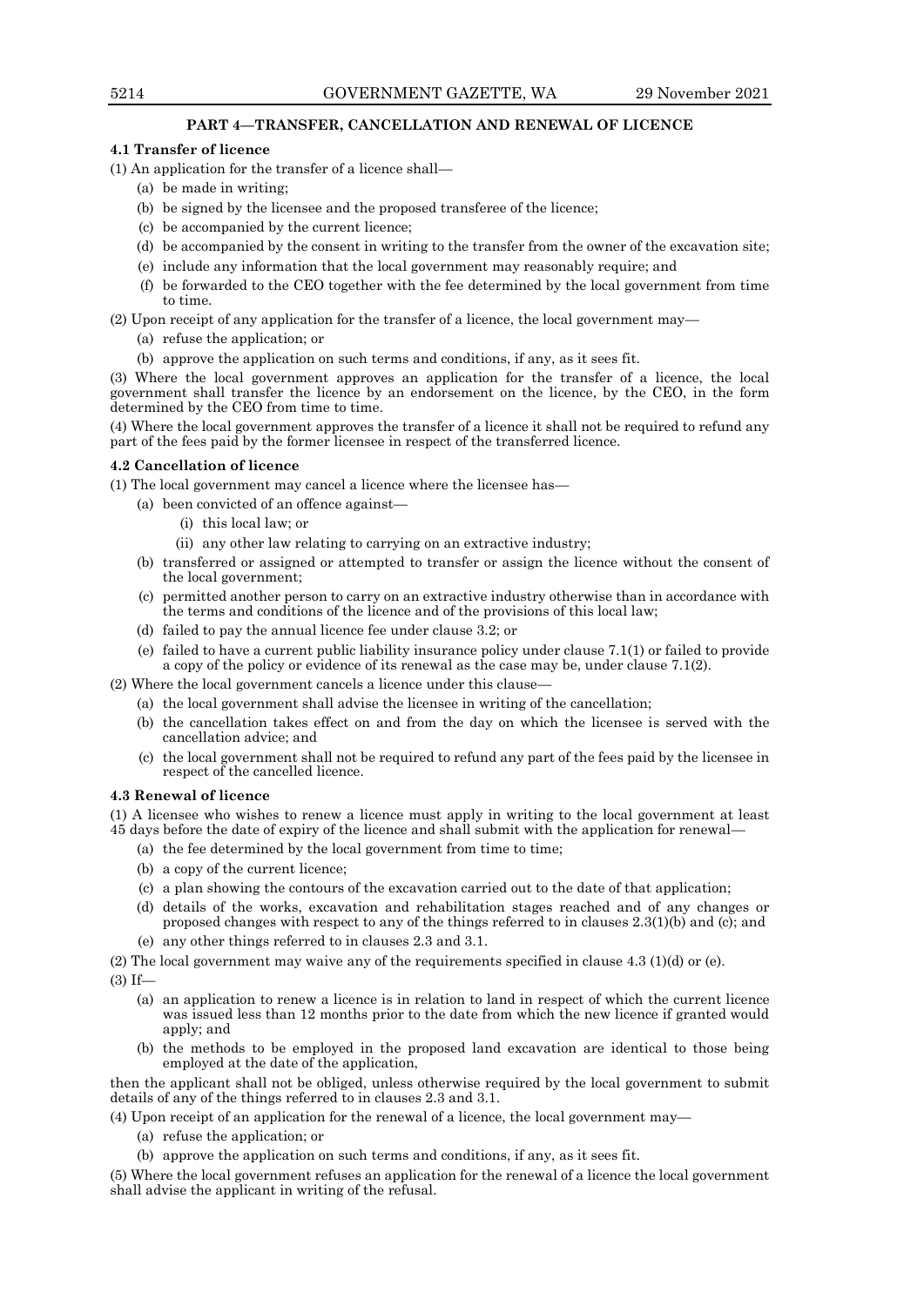## PART 4—TRANSFER, CANCELLATION AND RENEWAL OF LICENCE

### 4.1 Transfer of licence

(1) An application for the transfer of a licence shall—

- (a) be made in writing;
- (b) be signed by the licensee and the proposed transferee of the licence;
- (c) be accompanied by the current licence;
- (d) be accompanied by the consent in writing to the transfer from the owner of the excavation site;
- (e) include any information that the local government may reasonably require; and
- (f) be forwarded to the CEO together with the fee determined by the local government from time to time.

(2) Upon receipt of any application for the transfer of a licence, the local government may—

- (a) refuse the application; or
- (b) approve the application on such terms and conditions, if any, as it sees fit.

(3) Where the local government approves an application for the transfer of a licence, the local government shall transfer the licence by an endorsement on the licence, by the CEO, in the form determined by the CEO from time to time.

(4) Where the local government approves the transfer of a licence it shall not be required to refund any part of the fees paid by the former licensee in respect of the transferred licence.

### 4.2 Cancellation of licence

(1) The local government may cancel a licence where the licensee has—

- (a) been convicted of an offence against—
  - (i) this local law; or
  - (ii) any other law relating to carrying on an extractive industry;
- (b) transferred or assigned or attempted to transfer or assign the licence without the consent of the local government;
- (c) permitted another person to carry on an extractive industry otherwise than in accordance with the terms and conditions of the licence and of the provisions of this local law;
- (d) failed to pay the annual licence fee under clause 3.2; or
- (e) failed to have a current public liability insurance policy under clause 7.1(1) or failed to provide a copy of the policy or evidence of its renewal as the case may be, under clause 7.1(2).

(2) Where the local government cancels a licence under this clause—

- (a) the local government shall advise the licensee in writing of the cancellation;
- (b) the cancellation takes effect on and from the day on which the licensee is served with the cancellation advice; and
- (c) the local government shall not be required to refund any part of the fees paid by the licensee in respect of the cancelled licence.

### 4.3 Renewal of licence

(1) A licensee who wishes to renew a licence must apply in writing to the local government at least 45 days before the date of expiry of the licence and shall submit with the application for renewal—

- (a) the fee determined by the local government from time to time;
- (b) a copy of the current licence;
- (c) a plan showing the contours of the excavation carried out to the date of that application;
- (d) details of the works, excavation and rehabilitation stages reached and of any changes or proposed changes with respect to any of the things referred to in clauses 2.3(1)(b) and (c); and
- (e) any other things referred to in clauses 2.3 and 3.1.

(2) The local government may waive any of the requirements specified in clause 4.3 (1)(d) or (e).

(3) If—

- (a) an application to renew a licence is in relation to land in respect of which the current licence was issued less than 12 months prior to the date from which the new licence if granted would apply; and
- (b) the methods to be employed in the proposed land excavation are identical to those being employed at the date of the application,

then the applicant shall not be obliged, unless otherwise required by the local government to submit details of any of the things referred to in clauses 2.3 and 3.1.

(4) Upon receipt of an application for the renewal of a licence, the local government may—

- (a) refuse the application; or
- (b) approve the application on such terms and conditions, if any, as it sees fit.

(5) Where the local government refuses an application for the renewal of a licence the local government shall advise the applicant in writing of the refusal.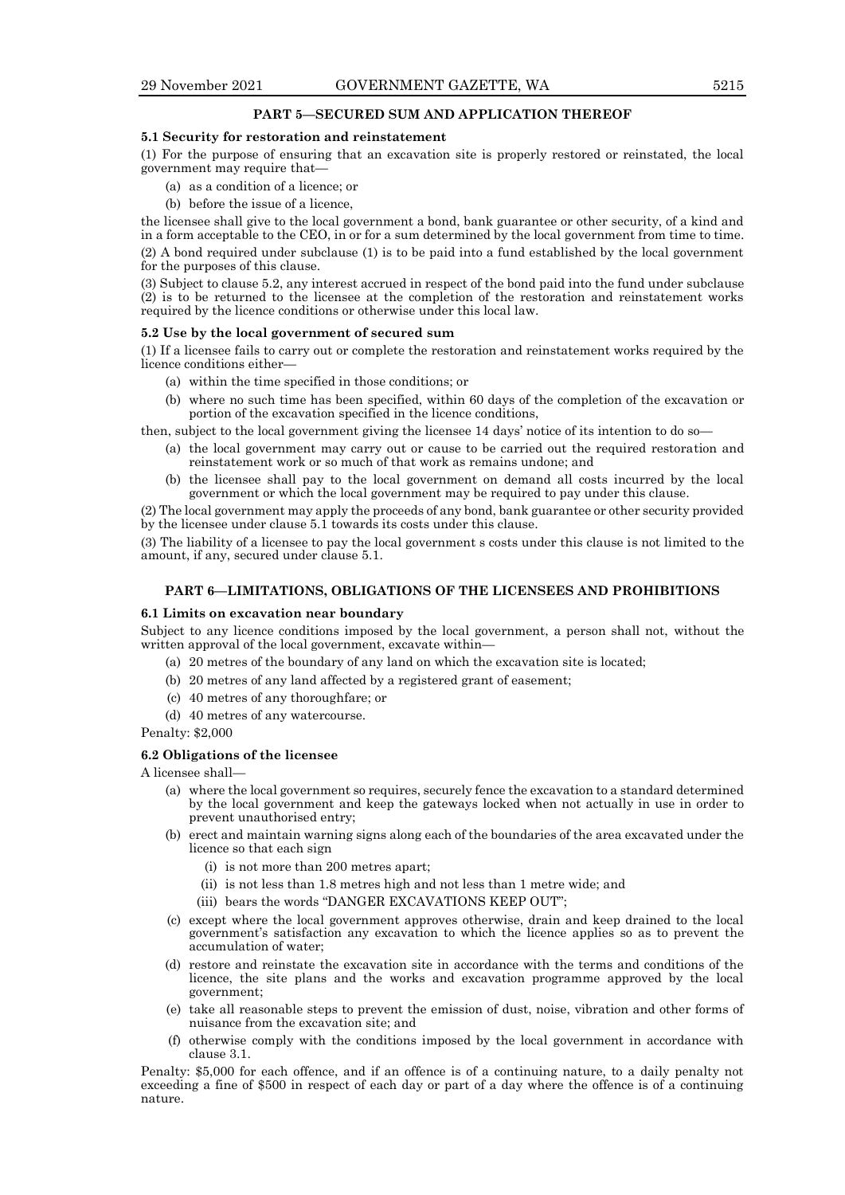## PART 5—SECURED SUM AND APPLICATION THEREOF

### 5.1 Security for restoration and reinstatement

(1) For the purpose of ensuring that an excavation site is properly restored or reinstated, the local government may require that—

- (a) as a condition of a licence; or
- (b) before the issue of a licence,

the licensee shall give to the local government a bond, bank guarantee or other security, of a kind and in a form acceptable to the CEO, in or for a sum determined by the local government from time to time.

(2) A bond required under subclause (1) is to be paid into a fund established by the local government for the purposes of this clause.

(3) Subject to clause 5.2, any interest accrued in respect of the bond paid into the fund under subclause (2) is to be returned to the licensee at the completion of the restoration and reinstatement works required by the licence conditions or otherwise under this local law.

### 5.2 Use by the local government of secured sum

(1) If a licensee fails to carry out or complete the restoration and reinstatement works required by the licence conditions either—

- (a) within the time specified in those conditions; or
- (b) where no such time has been specified, within 60 days of the completion of the excavation or portion of the excavation specified in the licence conditions,

then, subject to the local government giving the licensee 14 days' notice of its intention to do so—

- (a) the local government may carry out or cause to be carried out the required restoration and reinstatement work or so much of that work as remains undone; and
- (b) the licensee shall pay to the local government on demand all costs incurred by the local government or which the local government may be required to pay under this clause.

(2) The local government may apply the proceeds of any bond, bank guarantee or other security provided by the licensee under clause 5.1 towards its costs under this clause.

(3) The liability of a licensee to pay the local government s costs under this clause is not limited to the amount, if any, secured under clause 5.1.

## PART 6—LIMITATIONS, OBLIGATIONS OF THE LICENSEES AND PROHIBITIONS

### 6.1 Limits on excavation near boundary

Subject to any licence conditions imposed by the local government, a person shall not, without the written approval of the local government, excavate within—

- (a) 20 metres of the boundary of any land on which the excavation site is located;
- (b) 20 metres of any land affected by a registered grant of easement;
- (c) 40 metres of any thoroughfare; or
- (d) 40 metres of any watercourse.

Penalty: $2,000

### 6.2 Obligations of the licensee

A licensee shall—

- (a) where the local government so requires, securely fence the excavation to a standard determined by the local government and keep the gateways locked when not actually in use in order to prevent unauthorised entry;
- (b) erect and maintain warning signs along each of the boundaries of the area excavated under the licence so that each sign
  - (i) is not more than 200 metres apart;
  - (ii) is not less than 1.8 metres high and not less than 1 metre wide; and
  - (iii) bears the words "DANGER EXCAVATIONS KEEP OUT";
- (c) except where the local government approves otherwise, drain and keep drained to the local government's satisfaction any excavation to which the licence applies so as to prevent the accumulation of water;
- (d) restore and reinstate the excavation site in accordance with the terms and conditions of the licence, the site plans and the works and excavation programme approved by the local government;
- (e) take all reasonable steps to prevent the emission of dust, noise, vibration and other forms of nuisance from the excavation site; and
- (f) otherwise comply with the conditions imposed by the local government in accordance with clause 3.1.

Penalty: $5,000 for each offence, and if an offence is of a continuing nature, to a daily penalty not exceeding a fine of $500 in respect of each day or part of a day where the offence is of a continuing nature.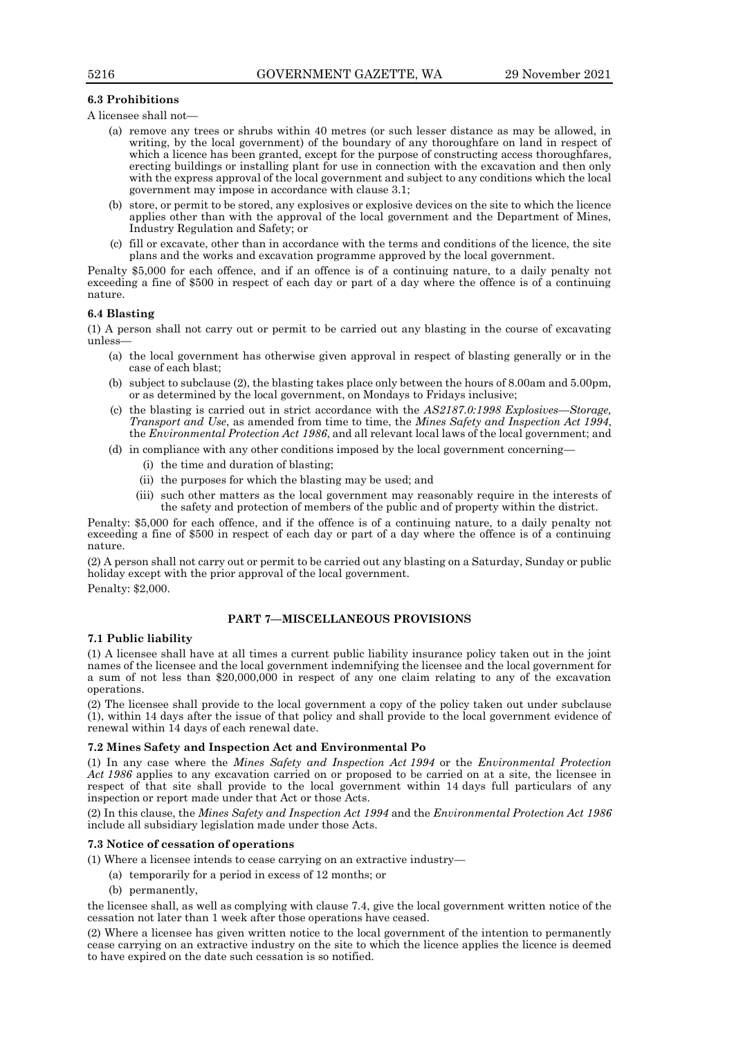**6.3 Prohibitions**

A licensee shall not—

(a) remove any trees or shrubs within 40 metres (or such lesser distance as may be allowed, in writing, by the local government) of the boundary of any thoroughfare on land in respect of which a licence has been granted, except for the purpose of constructing access thoroughfares, erecting buildings or installing plant for use in connection with the excavation and then only with the express approval of the local government and subject to any conditions which the local government may impose in accordance with clause 3.1;

(b) store, or permit to be stored, any explosives or explosive devices on the site to which the licence applies other than with the approval of the local government and the Department of Mines, Industry Regulation and Safety; or

(c) fill or excavate, other than in accordance with the terms and conditions of the licence, the site plans and the works and excavation programme approved by the local government.

Penalty $5,000 for each offence, and if an offence is of a continuing nature, to a daily penalty not exceeding a fine of $500 in respect of each day or part of a day where the offence is of a continuing nature.

**6.4 Blasting**

(1) A person shall not carry out or permit to be carried out any blasting in the course of excavating unless—

(a) the local government has otherwise given approval in respect of blasting generally or in the case of each blast;

(b) subject to subclause (2), the blasting takes place only between the hours of 8.00am and 5.00pm, or as determined by the local government, on Mondays to Fridays inclusive;

(c) the blasting is carried out in strict accordance with the *AS2187.0:1998 Explosives—Storage, Transport and Use*, as amended from time to time, the *Mines Safety and Inspection Act 1994*, the *Environmental Protection Act 1986*, and all relevant local laws of the local government; and

(d) in compliance with any other conditions imposed by the local government concerning—

(i) the time and duration of blasting;

(ii) the purposes for which the blasting may be used; and

(iii) such other matters as the local government may reasonably require in the interests of the safety and protection of members of the public and of property within the district.

Penalty: $5,000 for each offence, and if the offence is of a continuing nature, to a daily penalty not exceeding a fine of $500 in respect of each day or part of a day where the offence is of a continuing nature.

(2) A person shall not carry out or permit to be carried out any blasting on a Saturday, Sunday or public holiday except with the prior approval of the local government.

Penalty: $2,000.

## PART 7—MISCELLANEOUS PROVISIONS

**7.1 Public liability**

(1) A licensee shall have at all times a current public liability insurance policy taken out in the joint names of the licensee and the local government indemnifying the licensee and the local government for a sum of not less than $20,000,000 in respect of any one claim relating to any of the excavation operations.

(2) The licensee shall provide to the local government a copy of the policy taken out under subclause (1), within 14 days after the issue of that policy and shall provide to the local government evidence of renewal within 14 days of each renewal date.

**7.2 Mines Safety and Inspection Act and Environmental Po**

(1) In any case where the *Mines Safety and Inspection Act 1994* or the *Environmental Protection Act 1986* applies to any excavation carried on or proposed to be carried on at a site, the licensee in respect of that site shall provide to the local government within 14 days full particulars of any inspection or report made under that Act or those Acts.

(2) In this clause, the *Mines Safety and Inspection Act 1994* and the *Environmental Protection Act 1986* include all subsidiary legislation made under those Acts.

**7.3 Notice of cessation of operations**

(1) Where a licensee intends to cease carrying on an extractive industry—

(a) temporarily for a period in excess of 12 months; or

(b) permanently,

the licensee shall, as well as complying with clause 7.4, give the local government written notice of the cessation not later than 1 week after those operations have ceased.

(2) Where a licensee has given written notice to the local government of the intention to permanently cease carrying on an extractive industry on the site to which the licence applies the licence is deemed to have expired on the date such cessation is so notified.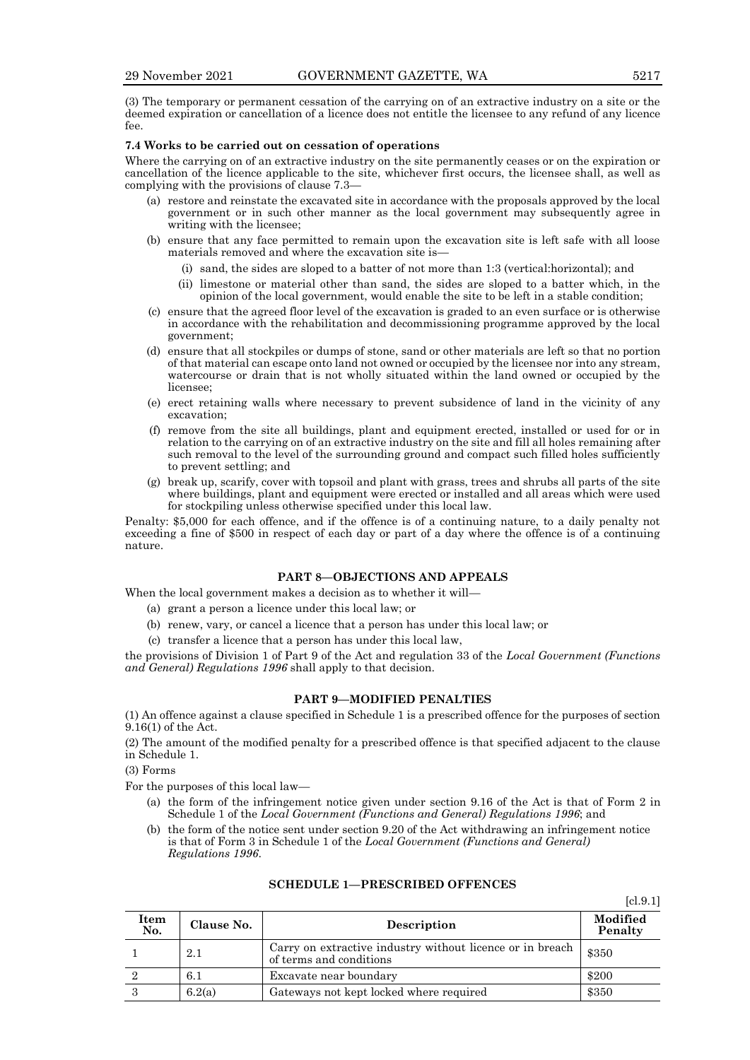(3) The temporary or permanent cessation of the carrying on of an extractive industry on a site or the deemed expiration or cancellation of a licence does not entitle the licensee to any refund of any licence fee.

**7.4 Works to be carried out on cessation of operations**

Where the carrying on of an extractive industry on the site permanently ceases or on the expiration or cancellation of the licence applicable to the site, whichever first occurs, the licensee shall, as well as complying with the provisions of clause 7.3—

(a) restore and reinstate the excavated site in accordance with the proposals approved by the local government or in such other manner as the local government may subsequently agree in writing with the licensee;

(b) ensure that any face permitted to remain upon the excavation site is left safe with all loose materials removed and where the excavation site is—

(i) sand, the sides are sloped to a batter of not more than 1:3 (vertical:horizontal); and

(ii) limestone or material other than sand, the sides are sloped to a batter which, in the opinion of the local government, would enable the site to be left in a stable condition;

(c) ensure that the agreed floor level of the excavation is graded to an even surface or is otherwise in accordance with the rehabilitation and decommissioning programme approved by the local government;

(d) ensure that all stockpiles or dumps of stone, sand or other materials are left so that no portion of that material can escape onto land not owned or occupied by the licensee nor into any stream, watercourse or drain that is not wholly situated within the land owned or occupied by the licensee;

(e) erect retaining walls where necessary to prevent subsidence of land in the vicinity of any excavation;

(f) remove from the site all buildings, plant and equipment erected, installed or used for or in relation to the carrying on of an extractive industry on the site and fill all holes remaining after such removal to the level of the surrounding ground and compact such filled holes sufficiently to prevent settling; and

(g) break up, scarify, cover with topsoil and plant with grass, trees and shrubs all parts of the site where buildings, plant and equipment were erected or installed and all areas which were used for stockpiling unless otherwise specified under this local law.

Penalty: $5,000 for each offence, and if the offence is of a continuing nature, to a daily penalty not exceeding a fine of $500 in respect of each day or part of a day where the offence is of a continuing nature.

## PART 8—OBJECTIONS AND APPEALS

When the local government makes a decision as to whether it will—

(a) grant a person a licence under this local law; or

(b) renew, vary, or cancel a licence that a person has under this local law; or

(c) transfer a licence that a person has under this local law,

the provisions of Division 1 of Part 9 of the Act and regulation 33 of the *Local Government (Functions and General) Regulations 1996* shall apply to that decision.

## PART 9—MODIFIED PENALTIES

(1) An offence against a clause specified in Schedule 1 is a prescribed offence for the purposes of section 9.16(1) of the Act.

(2) The amount of the modified penalty for a prescribed offence is that specified adjacent to the clause in Schedule 1.

(3) Forms

For the purposes of this local law—

(a) the form of the infringement notice given under section 9.16 of the Act is that of Form 2 in Schedule 1 of the *Local Government (Functions and General) Regulations 1996*; and

(b) the form of the notice sent under section 9.20 of the Act withdrawing an infringement notice is that of Form 3 in Schedule 1 of the *Local Government (Functions and General) Regulations 1996*.

## SCHEDULE 1—PRESCRIBED OFFENCES

[cl.9.1]

| Item No. | Clause No. | Description | Modified Penalty |
|---|---|---|---|
| 1 | 2.1 | Carry on extractive industry without licence or in breach of terms and conditions | $350 |
| 2 | 6.1 | Excavate near boundary | $200 |
| 3 | 6.2(a) | Gateways not kept locked where required | $350 |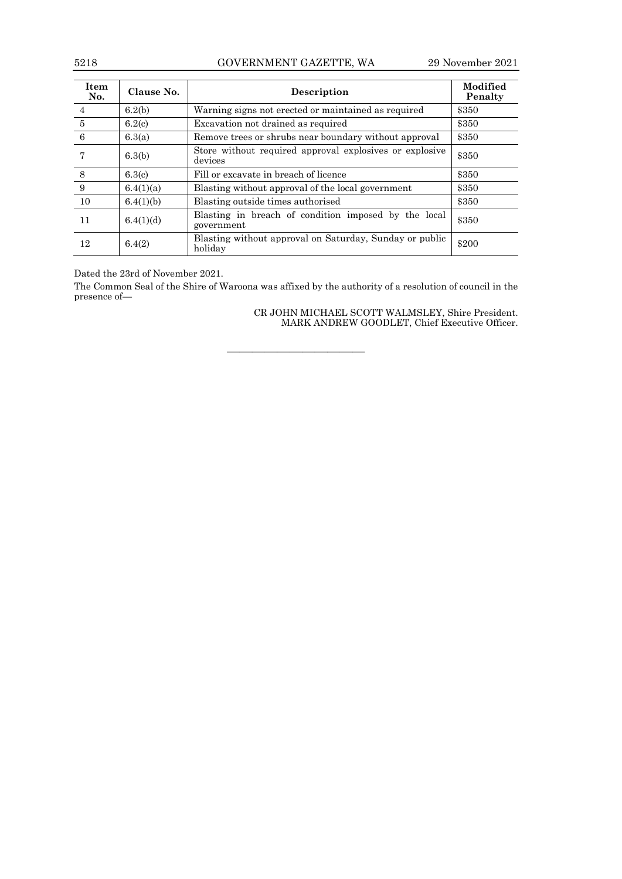| Item No. | Clause No. | Description | Modified Penalty |
|---|---|---|---|
| 4 | 6.2(b) | Warning signs not erected or maintained as required | $350 |
| 5 | 6.2(c) | Excavation not drained as required | $350 |
| 6 | 6.3(a) | Remove trees or shrubs near boundary without approval | $350 |
| 7 | 6.3(b) | Store without required approval explosives or explosive devices | $350 |
| 8 | 6.3(c) | Fill or excavate in breach of licence | $350 |
| 9 | 6.4(1)(a) | Blasting without approval of the local government | $350 |
| 10 | 6.4(1)(b) | Blasting outside times authorised | $350 |
| 11 | 6.4(1)(d) | Blasting in breach of condition imposed by the local government | $350 |
| 12 | 6.4(2) | Blasting without approval on Saturday, Sunday or public holiday | $200 |

Dated the 23rd of November 2021.

The Common Seal of the Shire of Waroona was affixed by the authority of a resolution of council in the presence of—

CR JOHN MICHAEL SCOTT WALMSLEY, Shire President.
MARK ANDREW GOODLET, Chief Executive Officer.

———————————